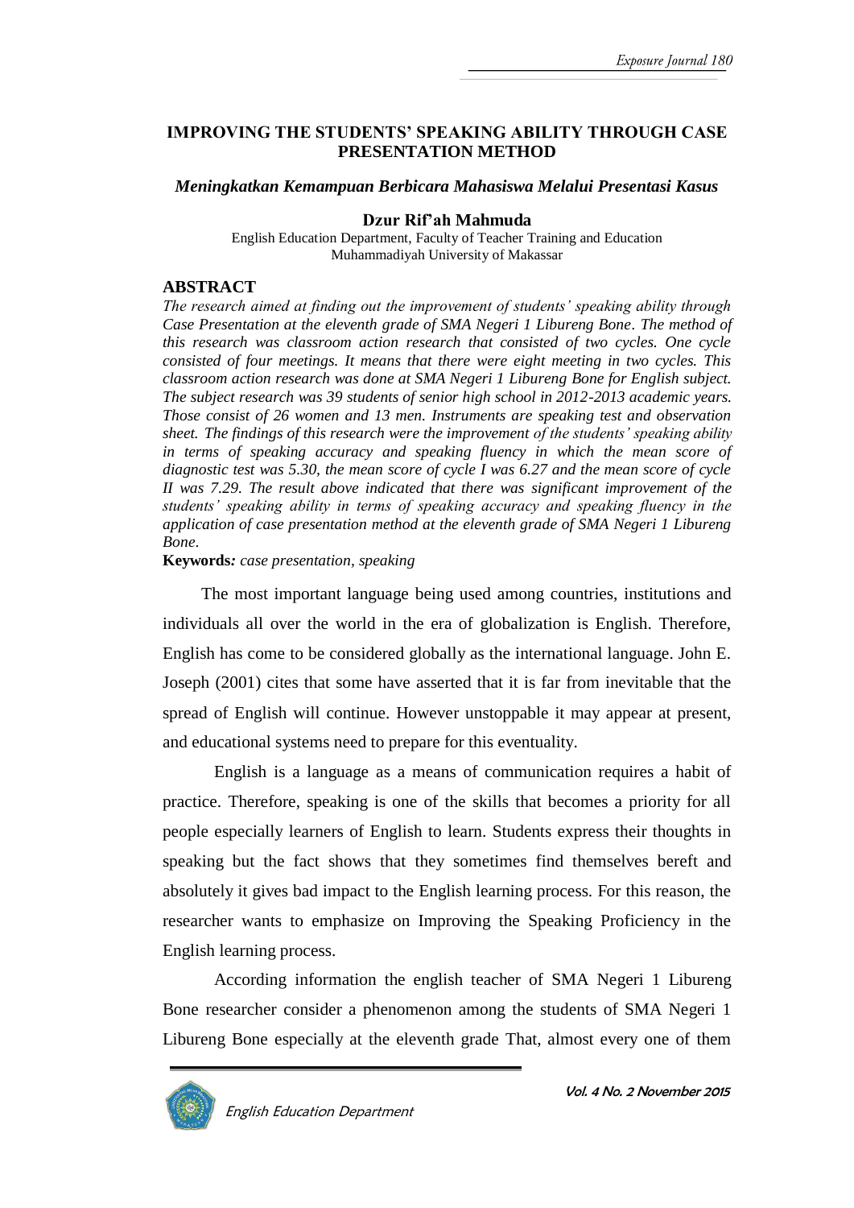# IMPROVING THE STUDENTS' SPEAKING ABILITY THROUGH CASE PRESENTATION METHOD

***Meningkatkan Kemampuan Berbicara Mahasiswa Melalui Presentasi Kasus***

**Dzur Rif'ah Mahmuda**

English Education Department, Faculty of Teacher Training and Education
Muhammadiyah University of Makassar

## ABSTRACT

*The research aimed at finding out the improvement of students' speaking ability through Case Presentation at the eleventh grade of SMA Negeri 1 Libureng Bone. The method of this research was classroom action research that consisted of two cycles. One cycle consisted of four meetings. It means that there were eight meeting in two cycles. This classroom action research was done at SMA Negeri 1 Libureng Bone for English subject. The subject research was 39 students of senior high school in 2012-2013 academic years. Those consist of 26 women and 13 men. Instruments are speaking test and observation sheet. The findings of this research were the improvement of the students' speaking ability in terms of speaking accuracy and speaking fluency in which the mean score of diagnostic test was 5.30, the mean score of cycle I was 6.27 and the mean score of cycle II was 7.29. The result above indicated that there was significant improvement of the students' speaking ability in terms of speaking accuracy and speaking fluency in the application of case presentation method at the eleventh grade of SMA Negeri 1 Libureng Bone.*

**Keywords:** *case presentation, speaking*

The most important language being used among countries, institutions and individuals all over the world in the era of globalization is English. Therefore, English has come to be considered globally as the international language. John E. Joseph (2001) cites that some have asserted that it is far from inevitable that the spread of English will continue. However unstoppable it may appear at present, and educational systems need to prepare for this eventuality.

English is a language as a means of communication requires a habit of practice. Therefore, speaking is one of the skills that becomes a priority for all people especially learners of English to learn. Students express their thoughts in speaking but the fact shows that they sometimes find themselves bereft and absolutely it gives bad impact to the English learning process. For this reason, the researcher wants to emphasize on Improving the Speaking Proficiency in the English learning process.

According information the english teacher of SMA Negeri 1 Libureng Bone researcher consider a phenomenon among the students of SMA Negeri 1 Libureng Bone especially at the eleventh grade That, almost every one of them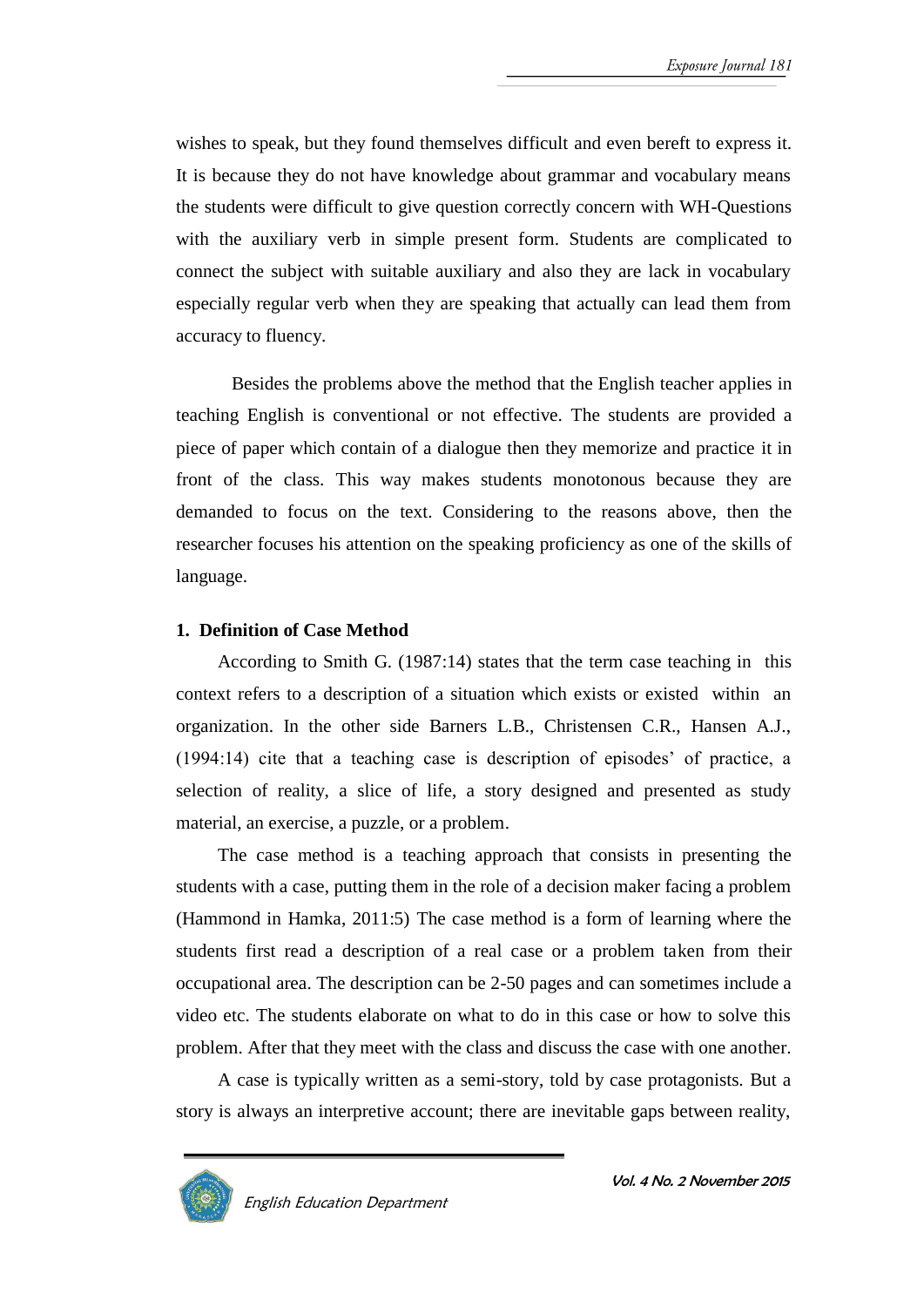wishes to speak, but they found themselves difficult and even bereft to express it. It is because they do not have knowledge about grammar and vocabulary means the students were difficult to give question correctly concern with WH-Questions with the auxiliary verb in simple present form. Students are complicated to connect the subject with suitable auxiliary and also they are lack in vocabulary especially regular verb when they are speaking that actually can lead them from accuracy to fluency.

Besides the problems above the method that the English teacher applies in teaching English is conventional or not effective. The students are provided a piece of paper which contain of a dialogue then they memorize and practice it in front of the class. This way makes students monotonous because they are demanded to focus on the text. Considering to the reasons above, then the researcher focuses his attention on the speaking proficiency as one of the skills of language.

**1. Definition of Case Method**

According to Smith G. (1987:14) states that the term case teaching in this context refers to a description of a situation which exists or existed within an organization. In the other side Barners L.B., Christensen C.R., Hansen A.J., (1994:14) cite that a teaching case is description of episodes' of practice, a selection of reality, a slice of life, a story designed and presented as study material, an exercise, a puzzle, or a problem.

The case method is a teaching approach that consists in presenting the students with a case, putting them in the role of a decision maker facing a problem (Hammond in Hamka, 2011:5) The case method is a form of learning where the students first read a description of a real case or a problem taken from their occupational area. The description can be 2-50 pages and can sometimes include a video etc. The students elaborate on what to do in this case or how to solve this problem. After that they meet with the class and discuss the case with one another.

A case is typically written as a semi-story, told by case protagonists. But a story is always an interpretive account; there are inevitable gaps between reality,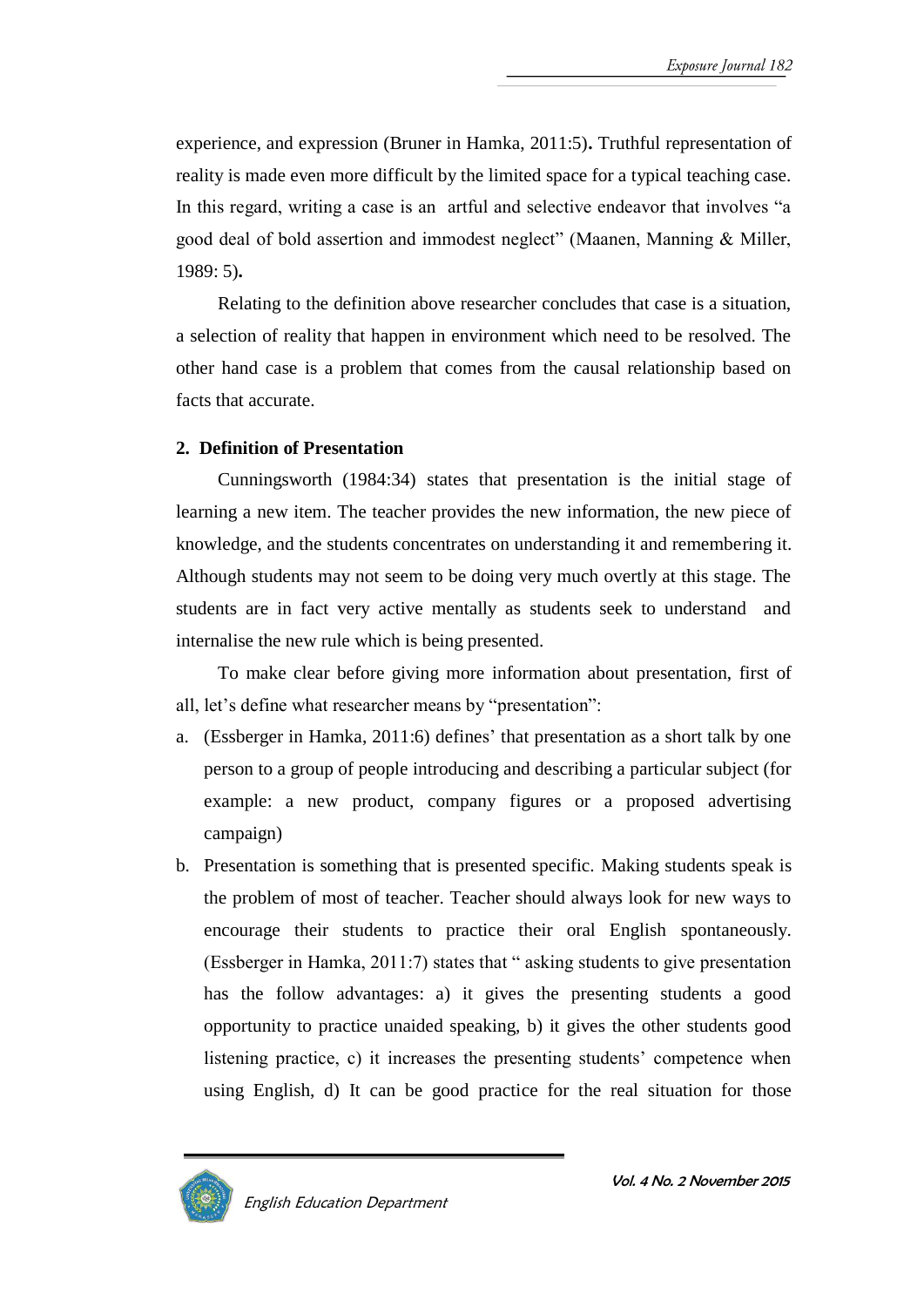experience, and expression (Bruner in Hamka, 2011:5)**.** Truthful representation of reality is made even more difficult by the limited space for a typical teaching case. In this regard, writing a case is an artful and selective endeavor that involves "a good deal of bold assertion and immodest neglect" (Maanen, Manning & Miller, 1989: 5)**.**

Relating to the definition above researcher concludes that case is a situation, a selection of reality that happen in environment which need to be resolved. The other hand case is a problem that comes from the causal relationship based on facts that accurate.

**2. Definition of Presentation**

Cunningsworth (1984:34) states that presentation is the initial stage of learning a new item. The teacher provides the new information, the new piece of knowledge, and the students concentrates on understanding it and remembering it. Although students may not seem to be doing very much overtly at this stage. The students are in fact very active mentally as students seek to understand and internalise the new rule which is being presented.

To make clear before giving more information about presentation, first of all, let's define what researcher means by "presentation":

a. (Essberger in Hamka, 2011:6) defines' that presentation as a short talk by one person to a group of people introducing and describing a particular subject (for example: a new product, company figures or a proposed advertising campaign)
b. Presentation is something that is presented specific. Making students speak is the problem of most of teacher. Teacher should always look for new ways to encourage their students to practice their oral English spontaneously. (Essberger in Hamka, 2011:7) states that " asking students to give presentation has the follow advantages: a) it gives the presenting students a good opportunity to practice unaided speaking, b) it gives the other students good listening practice, c) it increases the presenting students' competence when using English, d) It can be good practice for the real situation for those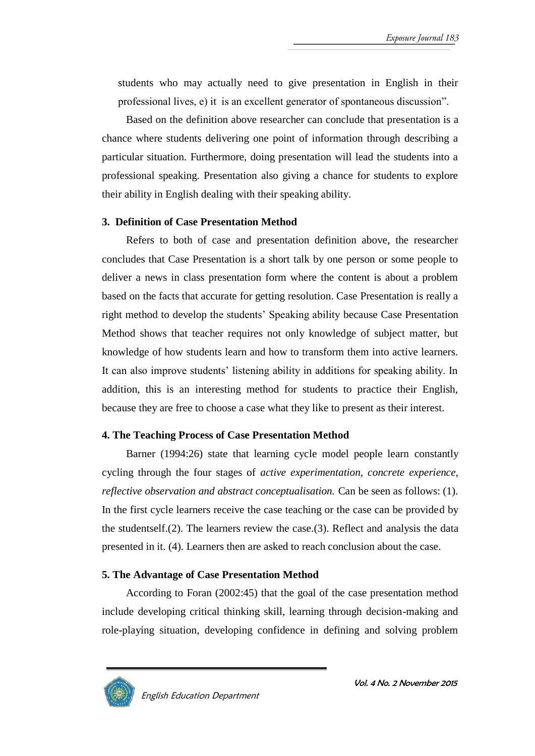students who may actually need to give presentation in English in their professional lives, e) it is an excellent generator of spontaneous discussion".

Based on the definition above researcher can conclude that presentation is a chance where students delivering one point of information through describing a particular situation. Furthermore, doing presentation will lead the students into a professional speaking. Presentation also giving a chance for students to explore their ability in English dealing with their speaking ability.

### 3. Definition of Case Presentation Method

Refers to both of case and presentation definition above, the researcher concludes that Case Presentation is a short talk by one person or some people to deliver a news in class presentation form where the content is about a problem based on the facts that accurate for getting resolution. Case Presentation is really a right method to develop the students' Speaking ability because Case Presentation Method shows that teacher requires not only knowledge of subject matter, but knowledge of how students learn and how to transform them into active learners. It can also improve students' listening ability in additions for speaking ability. In addition, this is an interesting method for students to practice their English, because they are free to choose a case what they like to present as their interest.

### 4. The Teaching Process of Case Presentation Method

Barner (1994:26) state that learning cycle model people learn constantly cycling through the four stages of *active experimentation, concrete experience, reflective observation and abstract conceptualisation.* Can be seen as follows: (1). In the first cycle learners receive the case teaching or the case can be provided by the studentself.(2). The learners review the case.(3). Reflect and analysis the data presented in it. (4). Learners then are asked to reach conclusion about the case.

### 5. The Advantage of Case Presentation Method

According to Foran (2002:45) that the goal of the case presentation method include developing critical thinking skill, learning through decision-making and role-playing situation, developing confidence in defining and solving problem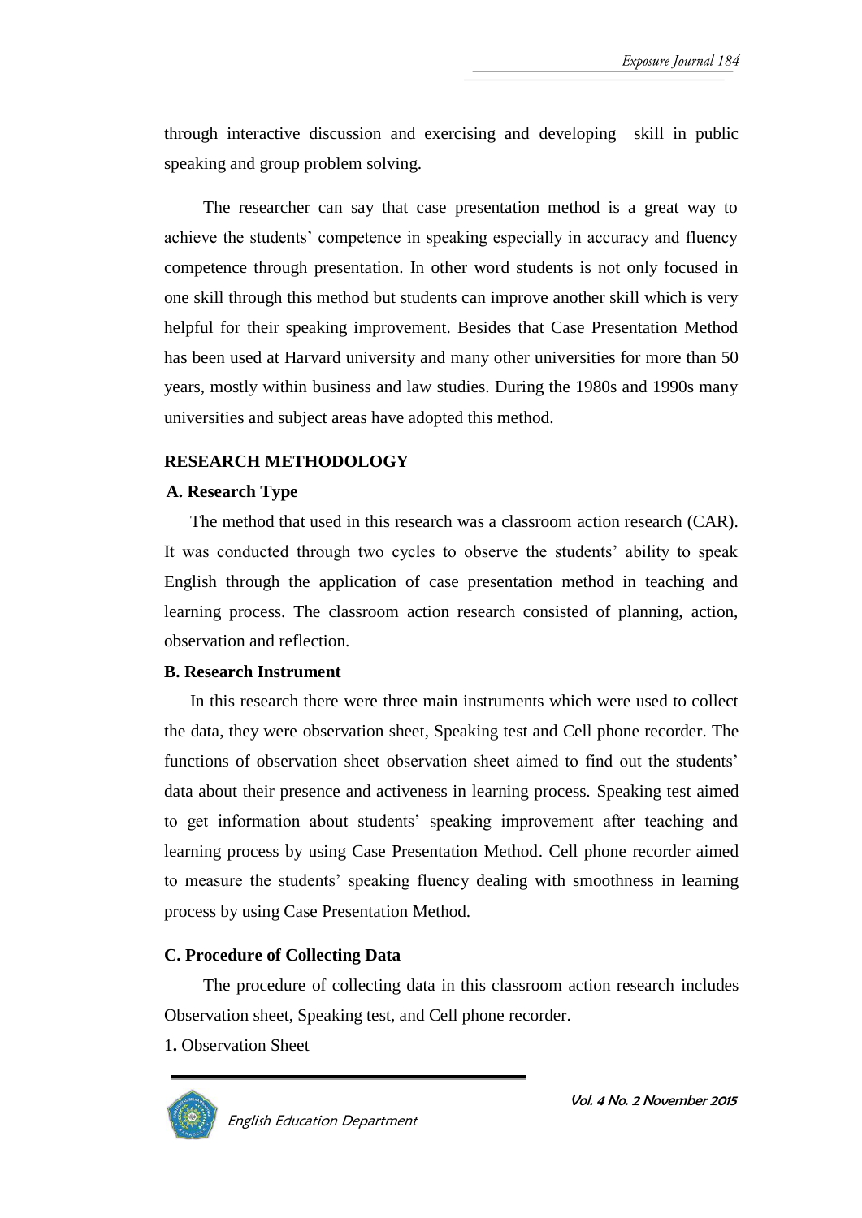through interactive discussion and exercising and developing skill in public speaking and group problem solving.

The researcher can say that case presentation method is a great way to achieve the students' competence in speaking especially in accuracy and fluency competence through presentation. In other word students is not only focused in one skill through this method but students can improve another skill which is very helpful for their speaking improvement. Besides that Case Presentation Method has been used at Harvard university and many other universities for more than 50 years, mostly within business and law studies. During the 1980s and 1990s many universities and subject areas have adopted this method.

## RESEARCH METHODOLOGY

### A. Research Type

The method that used in this research was a classroom action research (CAR). It was conducted through two cycles to observe the students' ability to speak English through the application of case presentation method in teaching and learning process. The classroom action research consisted of planning, action, observation and reflection.

### B. Research Instrument

In this research there were three main instruments which were used to collect the data, they were observation sheet, Speaking test and Cell phone recorder. The functions of observation sheet observation sheet aimed to find out the students' data about their presence and activeness in learning process. Speaking test aimed to get information about students' speaking improvement after teaching and learning process by using Case Presentation Method. Cell phone recorder aimed to measure the students' speaking fluency dealing with smoothness in learning process by using Case Presentation Method.

### C. Procedure of Collecting Data

The procedure of collecting data in this classroom action research includes Observation sheet, Speaking test, and Cell phone recorder.

1. Observation Sheet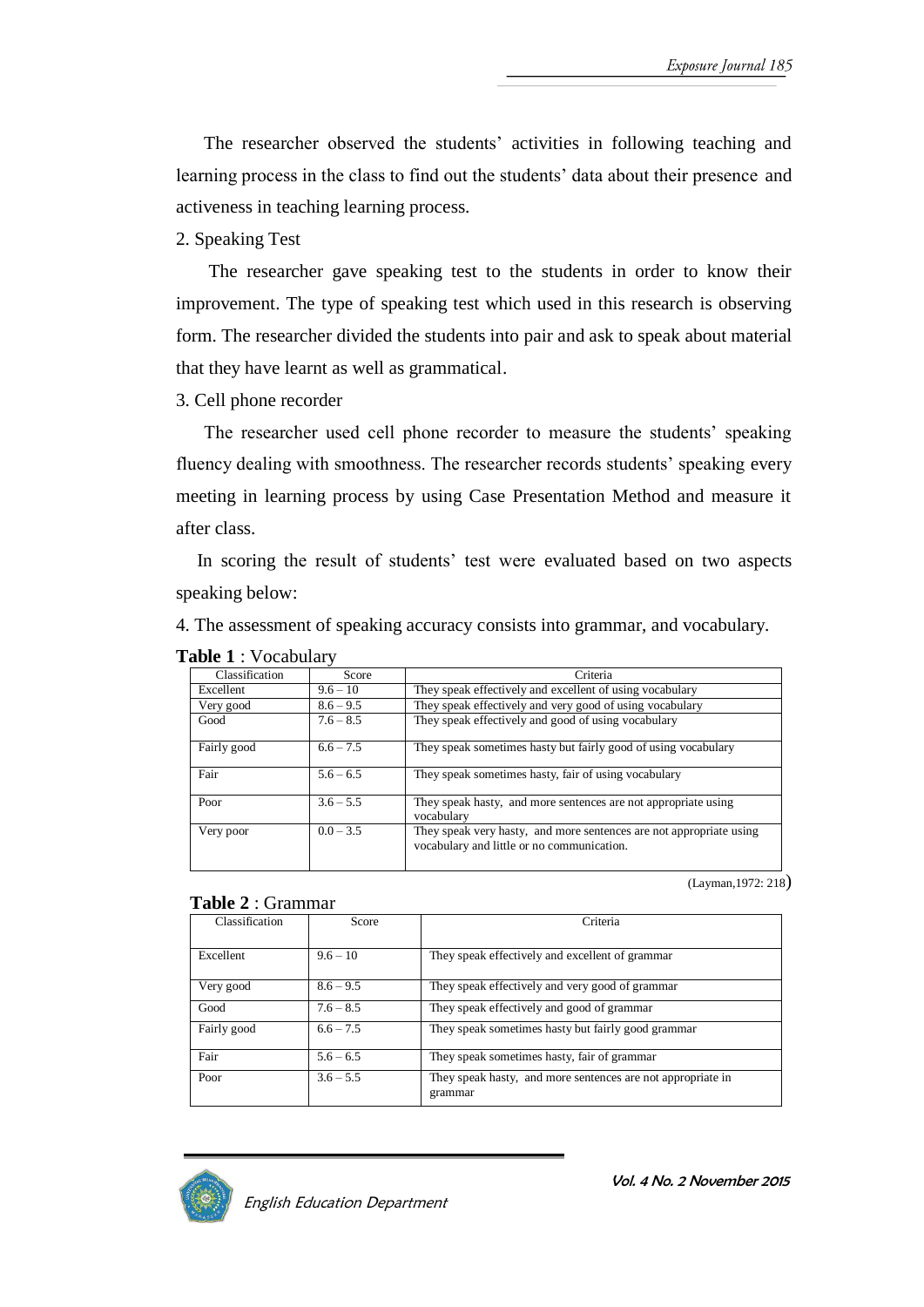The researcher observed the students' activities in following teaching and learning process in the class to find out the students' data about their presence and activeness in teaching learning process.

2. Speaking Test

The researcher gave speaking test to the students in order to know their improvement. The type of speaking test which used in this research is observing form. The researcher divided the students into pair and ask to speak about material that they have learnt as well as grammatical.

3. Cell phone recorder

The researcher used cell phone recorder to measure the students' speaking fluency dealing with smoothness. The researcher records students' speaking every meeting in learning process by using Case Presentation Method and measure it after class.

In scoring the result of students' test were evaluated based on two aspects speaking below:

4. The assessment of speaking accuracy consists into grammar, and vocabulary.

**Table 1** : Vocabulary

| Classification | Score | Criteria |
|---|---|---|
| Excellent | 9.6 – 10 | They speak effectively and excellent of using vocabulary |
| Very good | 8.6 – 9.5 | They speak effectively and very good of using vocabulary |
| Good | 7.6 – 8.5 | They speak effectively and good of using vocabulary |
| Fairly good | 6.6 – 7.5 | They speak sometimes hasty but fairly good of using vocabulary |
| Fair | 5.6 – 6.5 | They speak sometimes hasty, fair of using vocabulary |
| Poor | 3.6 – 5.5 | They speak hasty, and more sentences are not appropriate using vocabulary |
| Very poor | 0.0 – 3.5 | They speak very hasty, and more sentences are not appropriate using vocabulary and little or no communication. |

(Layman,1972: 218)

**Table 2** : Grammar

| Classification | Score | Criteria |
|---|---|---|
| Excellent | 9.6 – 10 | They speak effectively and excellent of grammar |
| Very good | 8.6 – 9.5 | They speak effectively and very good of grammar |
| Good | 7.6 – 8.5 | They speak effectively and good of grammar |
| Fairly good | 6.6 – 7.5 | They speak sometimes hasty but fairly good grammar |
| Fair | 5.6 – 6.5 | They speak sometimes hasty, fair of grammar |
| Poor | 3.6 – 5.5 | They speak hasty, and more sentences are not appropriate in grammar |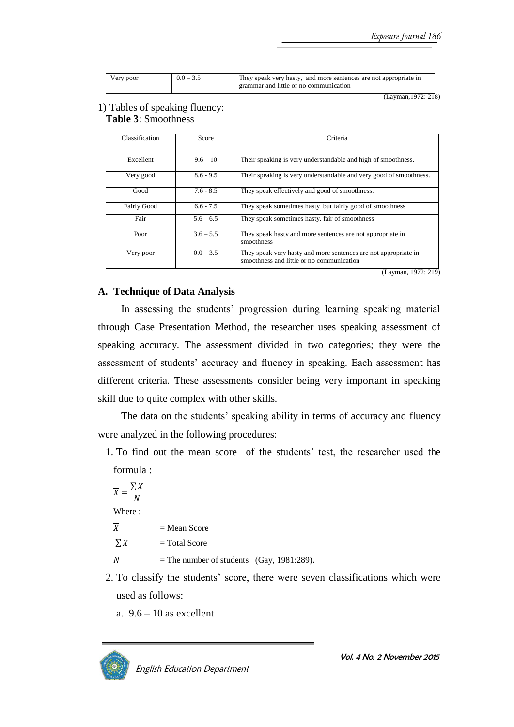| Very poor | 0.0 – 3.5 | They speak very hasty, and more sentences are not appropriate in grammar and little or no communication |
|---|---|---|

(Layman,1972: 218)

1) Tables of speaking fluency:

**Table 3**: Smoothness

| Classification | Score | Criteria |
|---|---|---|
| Excellent | 9.6 – 10 | Their speaking is very understandable and high of smoothness. |
| Very good | 8.6 - 9.5 | Their speaking is very understandable and very good of smoothness. |
| Good | 7.6 - 8.5 | They speak effectively and good of smoothness. |
| Fairly Good | 6.6 - 7.5 | They speak sometimes hasty but fairly good of smoothness |
| Fair | 5.6 – 6.5 | They speak sometimes hasty, fair of smoothness |
| Poor | 3.6 – 5.5 | They speak hasty and more sentences are not appropriate in smoothness |
| Very poor | 0.0 – 3.5 | They speak very hasty and more sentences are not appropriate in smoothness and little or no communication |

(Layman, 1972: 219)

## A. Technique of Data Analysis

In assessing the students' progression during learning speaking material through Case Presentation Method, the researcher uses speaking assessment of speaking accuracy. The assessment divided in two categories; they were the assessment of students' accuracy and fluency in speaking. Each assessment has different criteria. These assessments consider being very important in speaking skill due to quite complex with other skills.

The data on the students' speaking ability in terms of accuracy and fluency were analyzed in the following procedures:

1. To find out the mean score of the students' test, the researcher used the formula :

$$\overline{X} = \frac{\sum X}{N}$$

Where :

$\overline{X}$ = Mean Score

$\sum X$ = Total Score

$N$ = The number of students (Gay, 1981:289).

2. To classify the students' score, there were seven classifications which were used as follows:

   a. 9.6 – 10 as excellent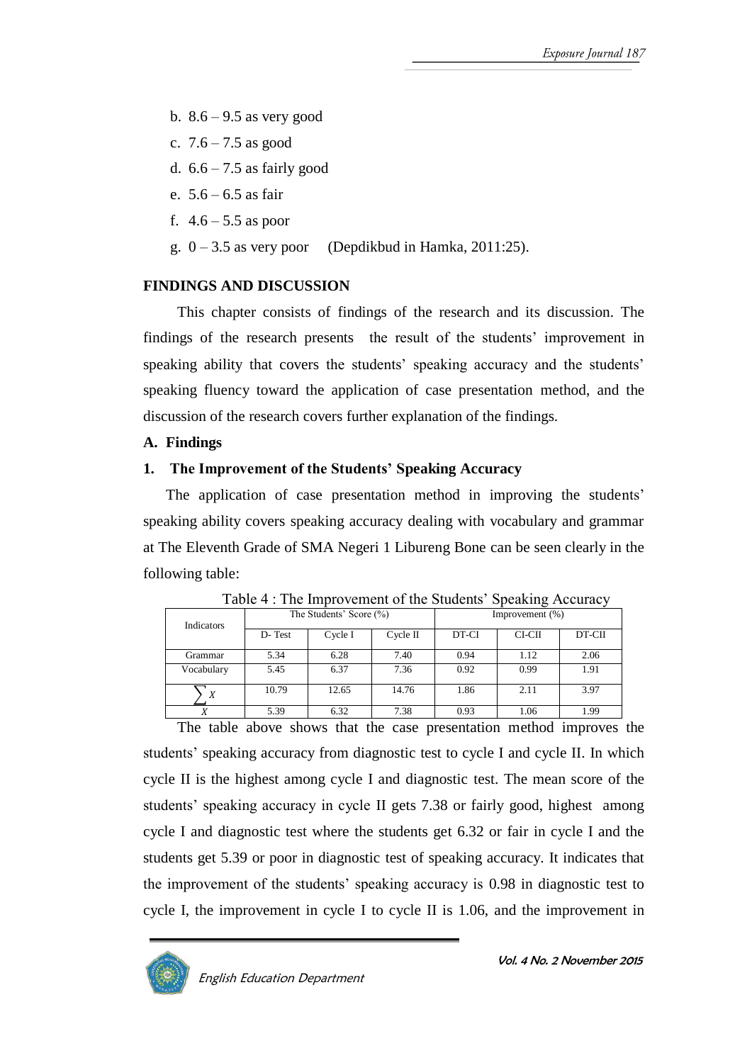b. 8.6 – 9.5 as very good

c. 7.6 – 7.5 as good

d. 6.6 – 7.5 as fairly good

e. 5.6 – 6.5 as fair

f. 4.6 – 5.5 as poor

g. 0 – 3.5 as very poor (Depdikbud in Hamka, 2011:25).

## FINDINGS AND DISCUSSION

This chapter consists of findings of the research and its discussion. The findings of the research presents the result of the students' improvement in speaking ability that covers the students' speaking accuracy and the students' speaking fluency toward the application of case presentation method, and the discussion of the research covers further explanation of the findings.

### A. Findings

#### 1. The Improvement of the Students' Speaking Accuracy

The application of case presentation method in improving the students' speaking ability covers speaking accuracy dealing with vocabulary and grammar at The Eleventh Grade of SMA Negeri 1 Libureng Bone can be seen clearly in the following table:

Table 4 : The Improvement of the Students' Speaking Accuracy

| Indicators | The Students' Score (%) | | | Improvement (%) | | |
|---|---|---|---|---|---|---|
| | D- Test | Cycle I | Cycle II | DT-CI | CI-CII | DT-CII |
| Grammar | 5.34 | 6.28 | 7.40 | 0.94 | 1.12 | 2.06 |
| Vocabulary | 5.45 | 6.37 | 7.36 | 0.92 | 0.99 | 1.91 |
| $\sum X$ | 10.79 | 12.65 | 14.76 | 1.86 | 2.11 | 3.97 |
| $\bar{X}$ | 5.39 | 6.32 | 7.38 | 0.93 | 1.06 | 1.99 |

The table above shows that the case presentation method improves the students' speaking accuracy from diagnostic test to cycle I and cycle II. In which cycle II is the highest among cycle I and diagnostic test. The mean score of the students' speaking accuracy in cycle II gets 7.38 or fairly good, highest among cycle I and diagnostic test where the students get 6.32 or fair in cycle I and the students get 5.39 or poor in diagnostic test of speaking accuracy. It indicates that the improvement of the students' speaking accuracy is 0.98 in diagnostic test to cycle I, the improvement in cycle I to cycle II is 1.06, and the improvement in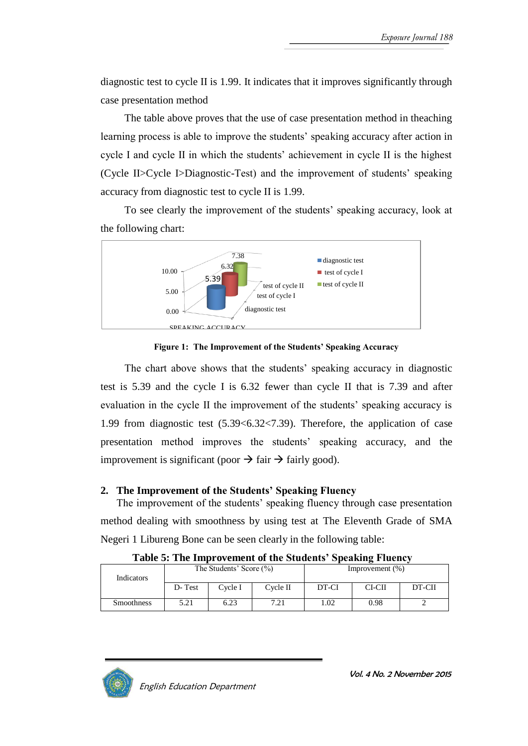diagnostic test to cycle II is 1.99. It indicates that it improves significantly through case presentation method

The table above proves that the use of case presentation method in theaching learning process is able to improve the students' speaking accuracy after action in cycle I and cycle II in which the students' achievement in cycle II is the highest (Cycle II>Cycle I>Diagnostic-Test) and the improvement of students' speaking accuracy from diagnostic test to cycle II is 1.99.

To see clearly the improvement of the students' speaking accuracy, look at the following chart:

**Figure 1: The Improvement of the Students' Speaking Accuracy**

The chart above shows that the students' speaking accuracy in diagnostic test is 5.39 and the cycle I is 6.32 fewer than cycle II that is 7.39 and after evaluation in the cycle II the improvement of the students' speaking accuracy is 1.99 from diagnostic test (5.39<6.32<7.39). Therefore, the application of case presentation method improves the students' speaking accuracy, and the improvement is significant (poor → fair → fairly good).

## 2. The Improvement of the Students' Speaking Fluency

The improvement of the students' speaking fluency through case presentation method dealing with smoothness by using test at The Eleventh Grade of SMA Negeri 1 Libureng Bone can be seen clearly in the following table:

**Table 5: The Improvement of the Students' Speaking Fluency**

| Indicators | The Students' Score (%) | | | Improvement (%) | | |
|---|---|---|---|---|---|---|
| | D- Test | Cycle I | Cycle II | DT-CI | CI-CII | DT-CII |
| Smoothness | 5.21 | 6.23 | 7.21 | 1.02 | 0.98 | 2 |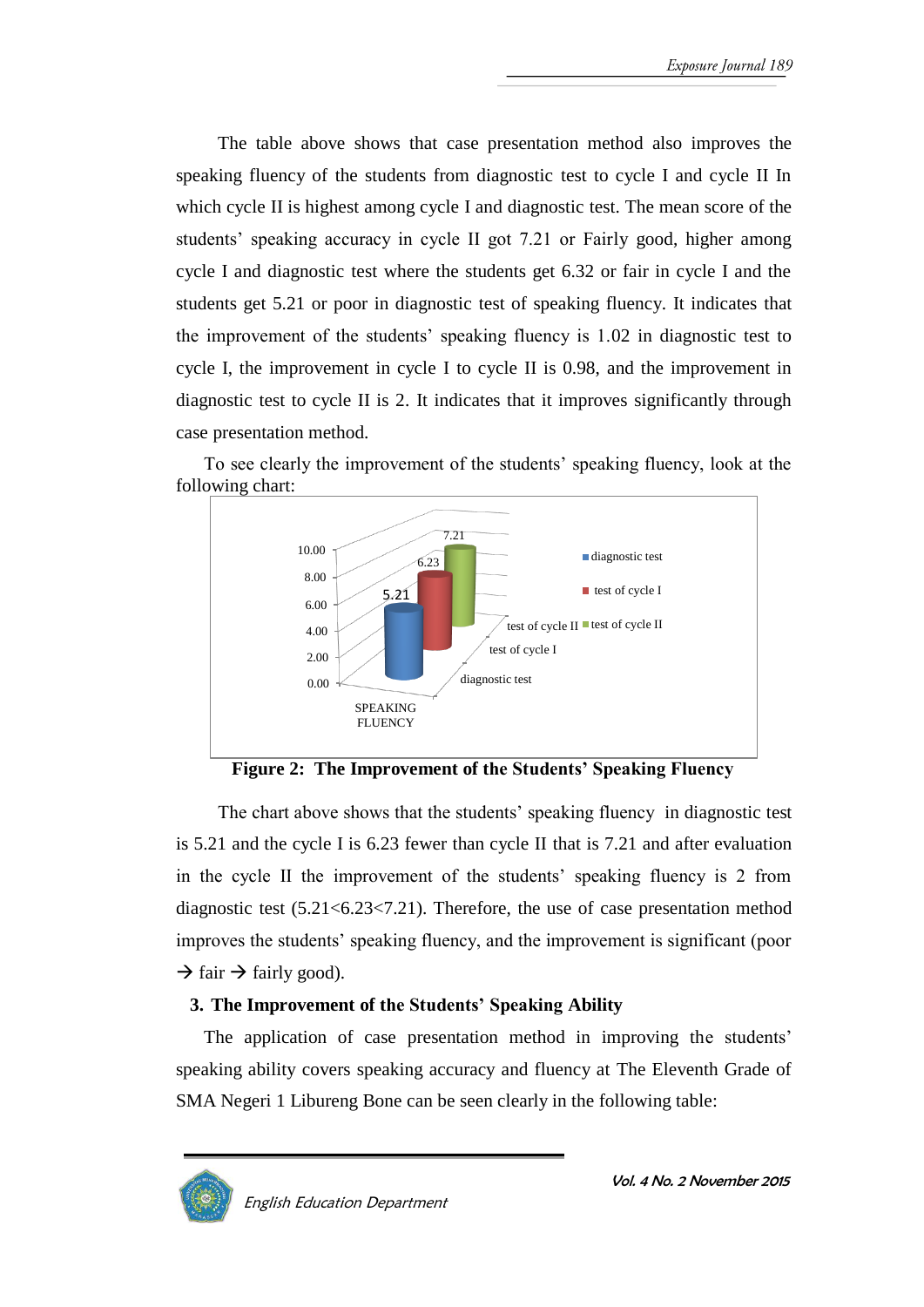The table above shows that case presentation method also improves the speaking fluency of the students from diagnostic test to cycle I and cycle II In which cycle II is highest among cycle I and diagnostic test. The mean score of the students' speaking accuracy in cycle II got 7.21 or Fairly good, higher among cycle I and diagnostic test where the students get 6.32 or fair in cycle I and the students get 5.21 or poor in diagnostic test of speaking fluency. It indicates that the improvement of the students' speaking fluency is 1.02 in diagnostic test to cycle I, the improvement in cycle I to cycle II is 0.98, and the improvement in diagnostic test to cycle II is 2. It indicates that it improves significantly through case presentation method.

To see clearly the improvement of the students' speaking fluency, look at the following chart:

**Figure 2: The Improvement of the Students' Speaking Fluency**

The chart above shows that the students' speaking fluency in diagnostic test is 5.21 and the cycle I is 6.23 fewer than cycle II that is 7.21 and after evaluation in the cycle II the improvement of the students' speaking fluency is 2 from diagnostic test (5.21<6.23<7.21). Therefore, the use of case presentation method improves the students' speaking fluency, and the improvement is significant (poor → fair → fairly good).

### 3. The Improvement of the Students' Speaking Ability

The application of case presentation method in improving the students' speaking ability covers speaking accuracy and fluency at The Eleventh Grade of SMA Negeri 1 Libureng Bone can be seen clearly in the following table: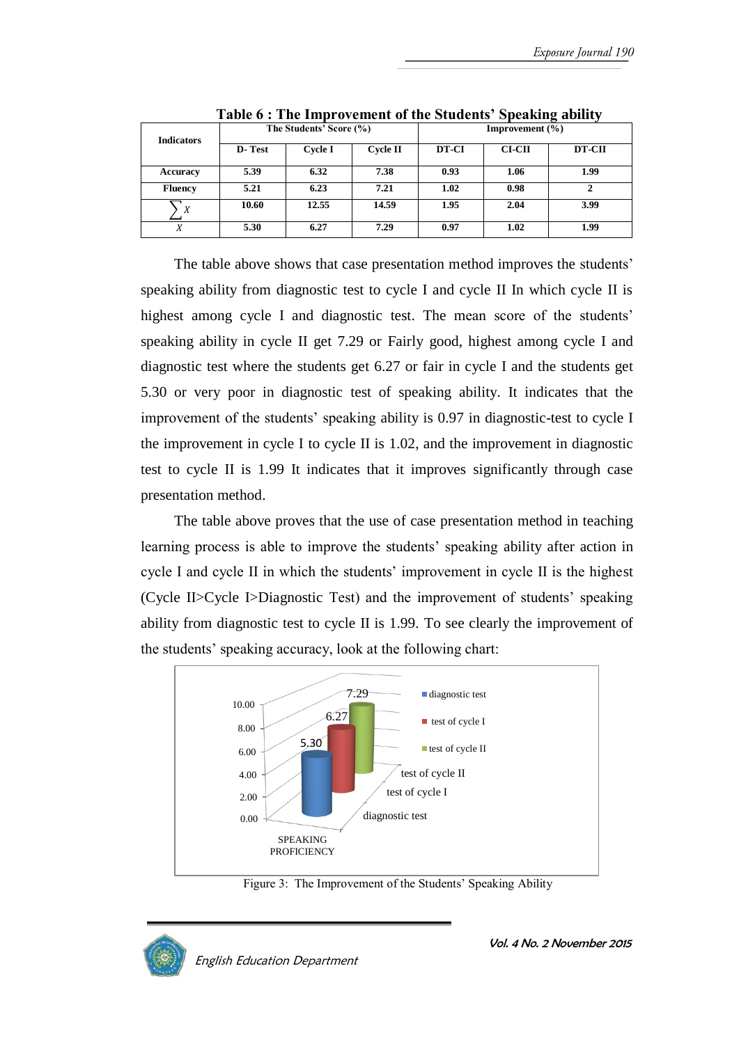**Table 6 : The Improvement of the Students' Speaking ability**

| Indicators | The Students' Score (%) | | | Improvement (%) | | |
|---|---|---|---|---|---|---|
| | D- Test | Cycle I | Cycle II | DT-CI | CI-CII | DT-CII |
| Accuracy | 5.39 | 6.32 | 7.38 | 0.93 | 1.06 | 1.99 |
| Fluency | 5.21 | 6.23 | 7.21 | 1.02 | 0.98 | 2 |
| $\sum X$ | 10.60 | 12.55 | 14.59 | 1.95 | 2.04 | 3.99 |
| $X$ | 5.30 | 6.27 | 7.29 | 0.97 | 1.02 | 1.99 |

The table above shows that case presentation method improves the students' speaking ability from diagnostic test to cycle I and cycle II In which cycle II is highest among cycle I and diagnostic test. The mean score of the students' speaking ability in cycle II get 7.29 or Fairly good, highest among cycle I and diagnostic test where the students get 6.27 or fair in cycle I and the students get 5.30 or very poor in diagnostic test of speaking ability. It indicates that the improvement of the students' speaking ability is 0.97 in diagnostic-test to cycle I the improvement in cycle I to cycle II is 1.02, and the improvement in diagnostic test to cycle II is 1.99 It indicates that it improves significantly through case presentation method.

The table above proves that the use of case presentation method in teaching learning process is able to improve the students' speaking ability after action in cycle I and cycle II in which the students' improvement in cycle II is the highest (Cycle II>Cycle I>Diagnostic Test) and the improvement of students' speaking ability from diagnostic test to cycle II is 1.99. To see clearly the improvement of the students' speaking accuracy, look at the following chart:

Figure 3: The Improvement of the Students' Speaking Ability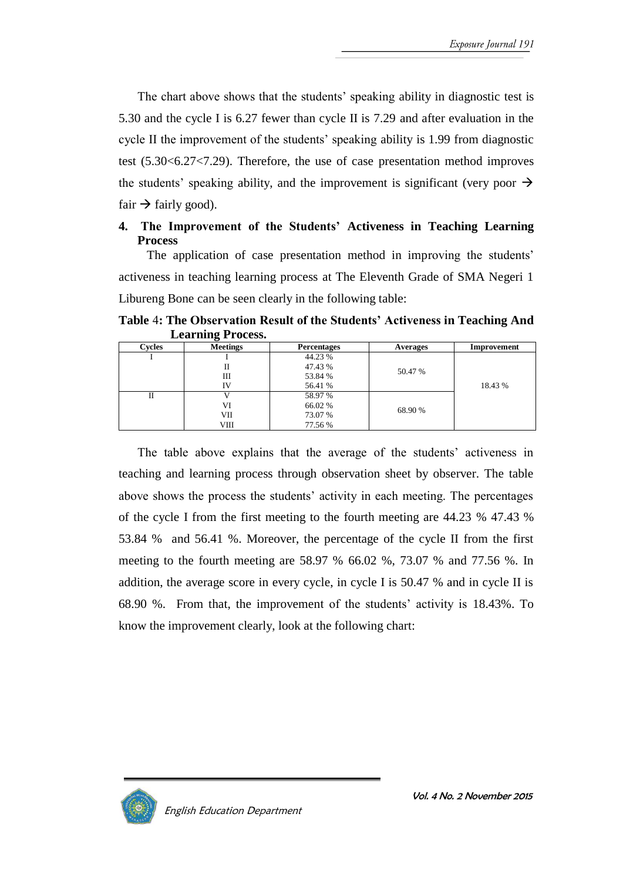The chart above shows that the students' speaking ability in diagnostic test is 5.30 and the cycle I is 6.27 fewer than cycle II is 7.29 and after evaluation in the cycle II the improvement of the students' speaking ability is 1.99 from diagnostic test (5.30<6.27<7.29). Therefore, the use of case presentation method improves the students' speaking ability, and the improvement is significant (very poor → fair → fairly good).

**4. The Improvement of the Students' Activeness in Teaching Learning Process**

The application of case presentation method in improving the students' activeness in teaching learning process at The Eleventh Grade of SMA Negeri 1 Libureng Bone can be seen clearly in the following table:

**Table 4: The Observation Result of the Students' Activeness in Teaching And Learning Process.**

| Cycles | Meetings | Percentages | Averages | Improvement |
|---|---|---|---|---|
| I | I | 44.23 % | 50.47 % | 18.43 % |
| | II | 47.43 % | | |
| | III | 53.84 % | | |
| | IV | 56.41 % | | |
| II | V | 58.97 % | 68.90 % | |
| | VI | 66.02 % | | |
| | VII | 73.07 % | | |
| | VIII | 77.56 % | | |

The table above explains that the average of the students' activeness in teaching and learning process through observation sheet by observer. The table above shows the process the students' activity in each meeting. The percentages of the cycle I from the first meeting to the fourth meeting are 44.23 % 47.43 % 53.84 % and 56.41 %. Moreover, the percentage of the cycle II from the first meeting to the fourth meeting are 58.97 % 66.02 %, 73.07 % and 77.56 %. In addition, the average score in every cycle, in cycle I is 50.47 % and in cycle II is 68.90 %. From that, the improvement of the students' activity is 18.43%. To know the improvement clearly, look at the following chart: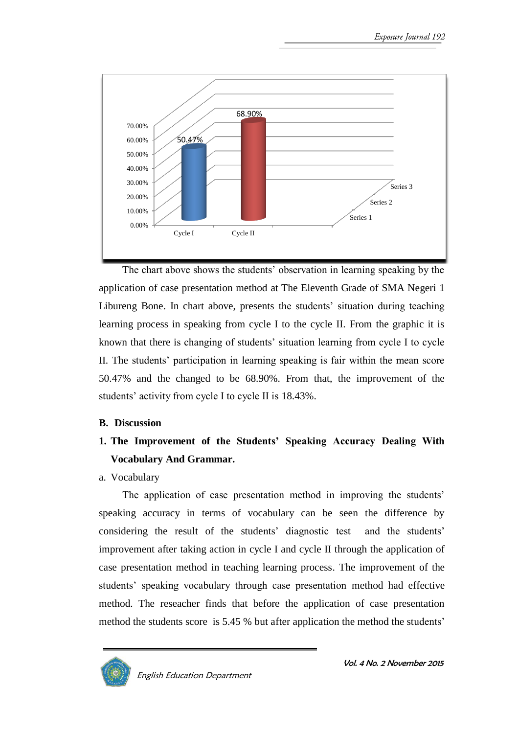The chart above shows the students' observation in learning speaking by the application of case presentation method at The Eleventh Grade of SMA Negeri 1 Libureng Bone. In chart above, presents the students' situation during teaching learning process in speaking from cycle I to the cycle II. From the graphic it is known that there is changing of students' situation learning from cycle I to cycle II. The students' participation in learning speaking is fair within the mean score 50.47% and the changed to be 68.90%. From that, the improvement of the students' activity from cycle I to cycle II is 18.43%.

## B. Discussion

### 1. The Improvement of the Students' Speaking Accuracy Dealing With Vocabulary And Grammar.

a. Vocabulary

The application of case presentation method in improving the students' speaking accuracy in terms of vocabulary can be seen the difference by considering the result of the students' diagnostic test and the students' improvement after taking action in cycle I and cycle II through the application of case presentation method in teaching learning process. The improvement of the students' speaking vocabulary through case presentation method had effective method. The reseacher finds that before the application of case presentation method the students score is 5.45 % but after application the method the students'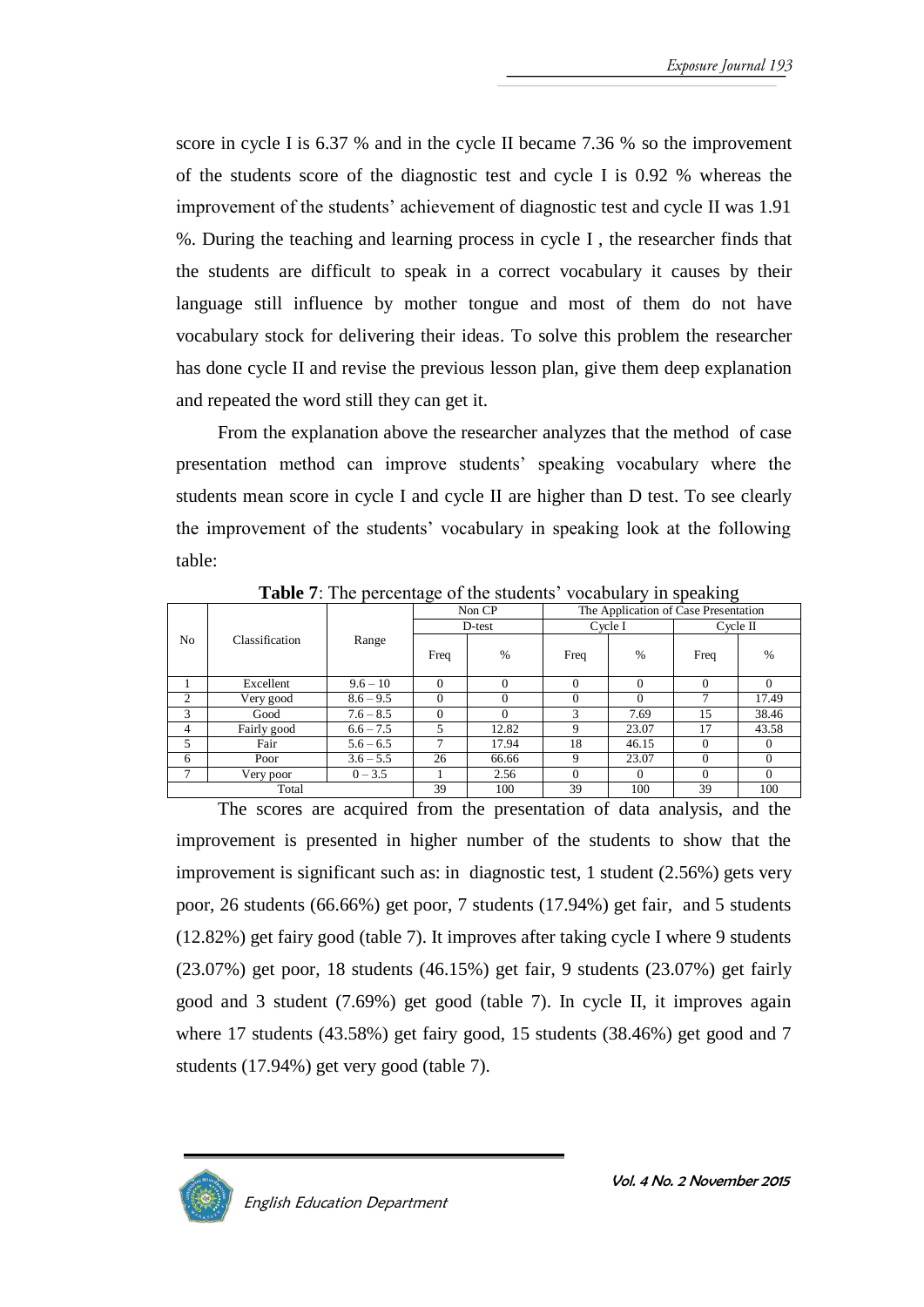score in cycle I is 6.37 % and in the cycle II became 7.36 % so the improvement of the students score of the diagnostic test and cycle I is 0.92 % whereas the improvement of the students' achievement of diagnostic test and cycle II was 1.91 %. During the teaching and learning process in cycle I , the researcher finds that the students are difficult to speak in a correct vocabulary it causes by their language still influence by mother tongue and most of them do not have vocabulary stock for delivering their ideas. To solve this problem the researcher has done cycle II and revise the previous lesson plan, give them deep explanation and repeated the word still they can get it.

From the explanation above the researcher analyzes that the method of case presentation method can improve students' speaking vocabulary where the students mean score in cycle I and cycle II are higher than D test. To see clearly the improvement of the students' vocabulary in speaking look at the following table:

**Table 7**: The percentage of the students' vocabulary in speaking

| No | Classification | Range | Non CP | | The Application of Case Presentation | | | |
|---|---|---|---|---|---|---|---|---|
| | | | D-test | | Cycle I | | Cycle II | |
| | | | Freq | % | Freq | % | Freq | % |
| 1 | Excellent | 9.6 – 10 | 0 | 0 | 0 | 0 | 0 | 0 |
| 2 | Very good | 8.6 – 9.5 | 0 | 0 | 0 | 0 | 7 | 17.49 |
| 3 | Good | 7.6 – 8.5 | 0 | 0 | 3 | 7.69 | 15 | 38.46 |
| 4 | Fairly good | 6.6 – 7.5 | 5 | 12.82 | 9 | 23.07 | 17 | 43.58 |
| 5 | Fair | 5.6 – 6.5 | 7 | 17.94 | 18 | 46.15 | 0 | 0 |
| 6 | Poor | 3.6 – 5.5 | 26 | 66.66 | 9 | 23.07 | 0 | 0 |
| 7 | Very poor | 0 – 3.5 | 1 | 2.56 | 0 | 0 | 0 | 0 |
| Total | | | 39 | 100 | 39 | 100 | 39 | 100 |

The scores are acquired from the presentation of data analysis, and the improvement is presented in higher number of the students to show that the improvement is significant such as: in diagnostic test, 1 student (2.56%) gets very poor, 26 students (66.66%) get poor, 7 students (17.94%) get fair, and 5 students (12.82%) get fairy good (table 7). It improves after taking cycle I where 9 students (23.07%) get poor, 18 students (46.15%) get fair, 9 students (23.07%) get fairly good and 3 student (7.69%) get good (table 7). In cycle II, it improves again where 17 students (43.58%) get fairy good, 15 students (38.46%) get good and 7 students (17.94%) get very good (table 7).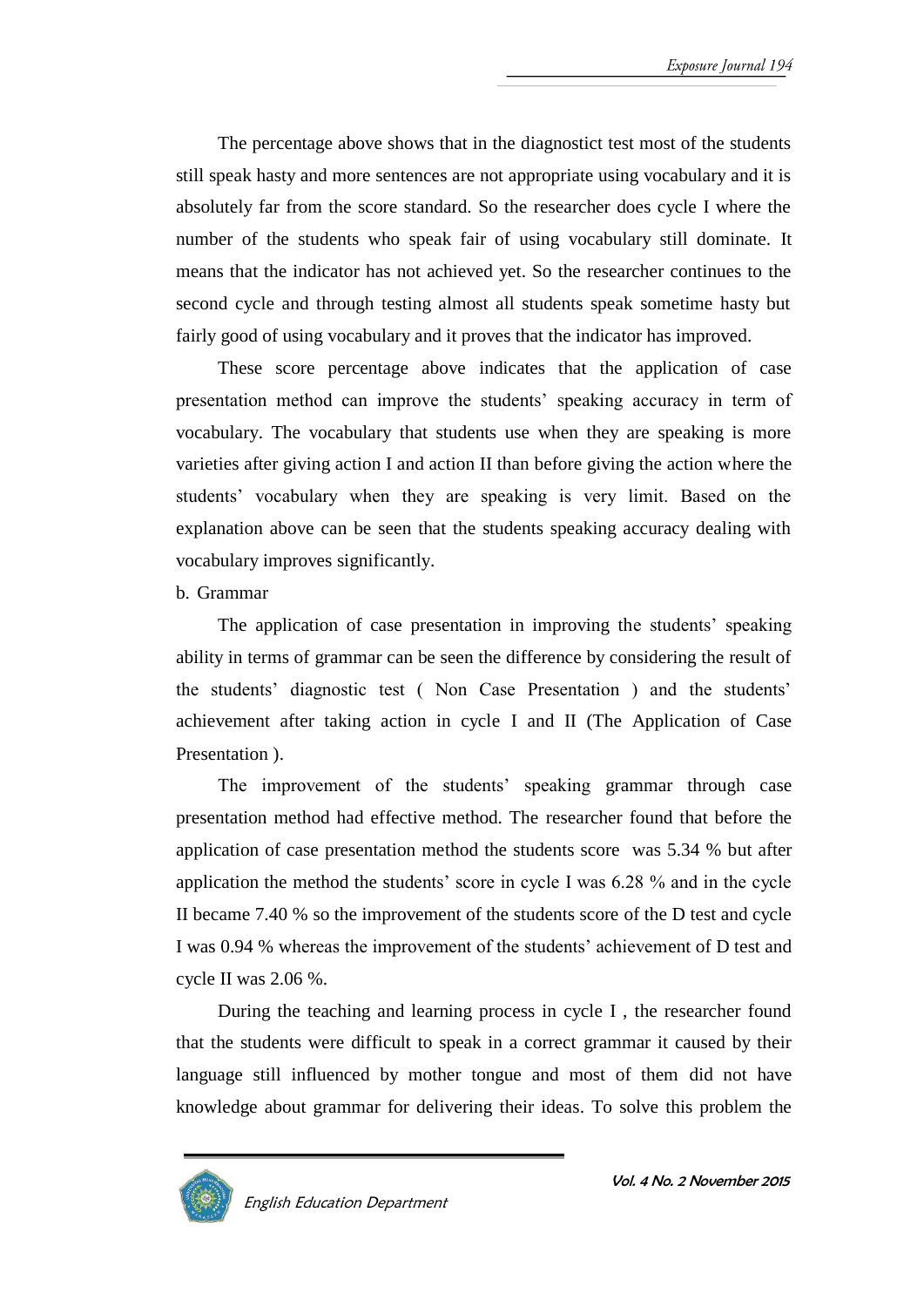The percentage above shows that in the diagnostict test most of the students still speak hasty and more sentences are not appropriate using vocabulary and it is absolutely far from the score standard. So the researcher does cycle I where the number of the students who speak fair of using vocabulary still dominate. It means that the indicator has not achieved yet. So the researcher continues to the second cycle and through testing almost all students speak sometime hasty but fairly good of using vocabulary and it proves that the indicator has improved.

These score percentage above indicates that the application of case presentation method can improve the students' speaking accuracy in term of vocabulary. The vocabulary that students use when they are speaking is more varieties after giving action I and action II than before giving the action where the students' vocabulary when they are speaking is very limit. Based on the explanation above can be seen that the students speaking accuracy dealing with vocabulary improves significantly.

b. Grammar

The application of case presentation in improving the students' speaking ability in terms of grammar can be seen the difference by considering the result of the students' diagnostic test ( Non Case Presentation ) and the students' achievement after taking action in cycle I and II (The Application of Case Presentation ).

The improvement of the students' speaking grammar through case presentation method had effective method. The researcher found that before the application of case presentation method the students score was 5.34 % but after application the method the students' score in cycle I was 6.28 % and in the cycle II became 7.40 % so the improvement of the students score of the D test and cycle I was 0.94 % whereas the improvement of the students' achievement of D test and cycle II was 2.06 %.

During the teaching and learning process in cycle I , the researcher found that the students were difficult to speak in a correct grammar it caused by their language still influenced by mother tongue and most of them did not have knowledge about grammar for delivering their ideas. To solve this problem the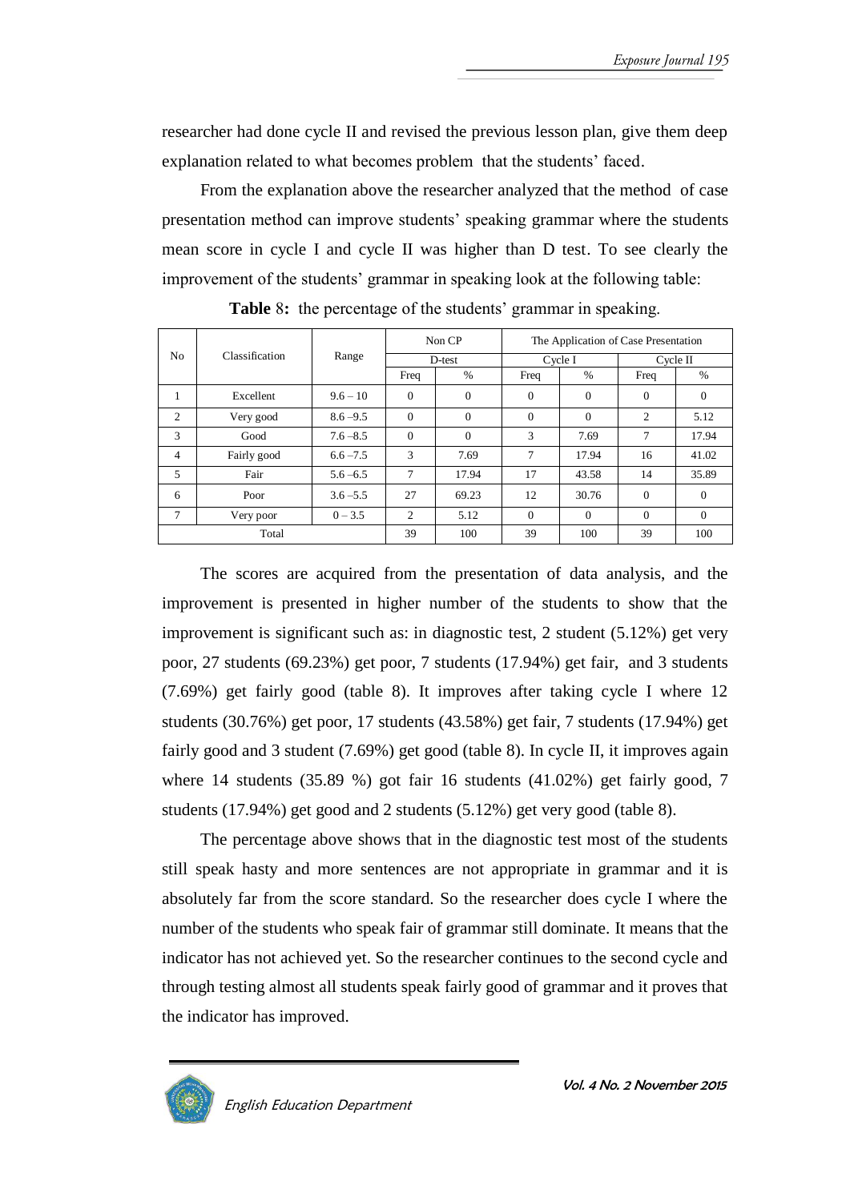researcher had done cycle II and revised the previous lesson plan, give them deep explanation related to what becomes problem that the students' faced.

From the explanation above the researcher analyzed that the method of case presentation method can improve students' speaking grammar where the students mean score in cycle I and cycle II was higher than D test. To see clearly the improvement of the students' grammar in speaking look at the following table:

**Table** 8**:** the percentage of the students' grammar in speaking.

| No | Classification | Range | Non CP | | The Application of Case Presentation | | | |
|---|---|---|---|---|---|---|---|---|
| | | | D-test | | Cycle I | | Cycle II | |
| | | | Freq | % | Freq | % | Freq | % |
| 1 | Excellent | 9.6 – 10 | 0 | 0 | 0 | 0 | 0 | 0 |
| 2 | Very good | 8.6 –9.5 | 0 | 0 | 0 | 0 | 2 | 5.12 |
| 3 | Good | 7.6 –8.5 | 0 | 0 | 3 | 7.69 | 7 | 17.94 |
| 4 | Fairly good | 6.6 –7.5 | 3 | 7.69 | 7 | 17.94 | 16 | 41.02 |
| 5 | Fair | 5.6 –6.5 | 7 | 17.94 | 17 | 43.58 | 14 | 35.89 |
| 6 | Poor | 3.6 –5.5 | 27 | 69.23 | 12 | 30.76 | 0 | 0 |
| 7 | Very poor | 0 – 3.5 | 2 | 5.12 | 0 | 0 | 0 | 0 |
| Total | | | 39 | 100 | 39 | 100 | 39 | 100 |

The scores are acquired from the presentation of data analysis, and the improvement is presented in higher number of the students to show that the improvement is significant such as: in diagnostic test, 2 student (5.12%) get very poor, 27 students (69.23%) get poor, 7 students (17.94%) get fair, and 3 students (7.69%) get fairly good (table 8). It improves after taking cycle I where 12 students (30.76%) get poor, 17 students (43.58%) get fair, 7 students (17.94%) get fairly good and 3 student (7.69%) get good (table 8). In cycle II, it improves again where 14 students (35.89 %) got fair 16 students (41.02%) get fairly good, 7 students (17.94%) get good and 2 students (5.12%) get very good (table 8).

The percentage above shows that in the diagnostic test most of the students still speak hasty and more sentences are not appropriate in grammar and it is absolutely far from the score standard. So the researcher does cycle I where the number of the students who speak fair of grammar still dominate. It means that the indicator has not achieved yet. So the researcher continues to the second cycle and through testing almost all students speak fairly good of grammar and it proves that the indicator has improved.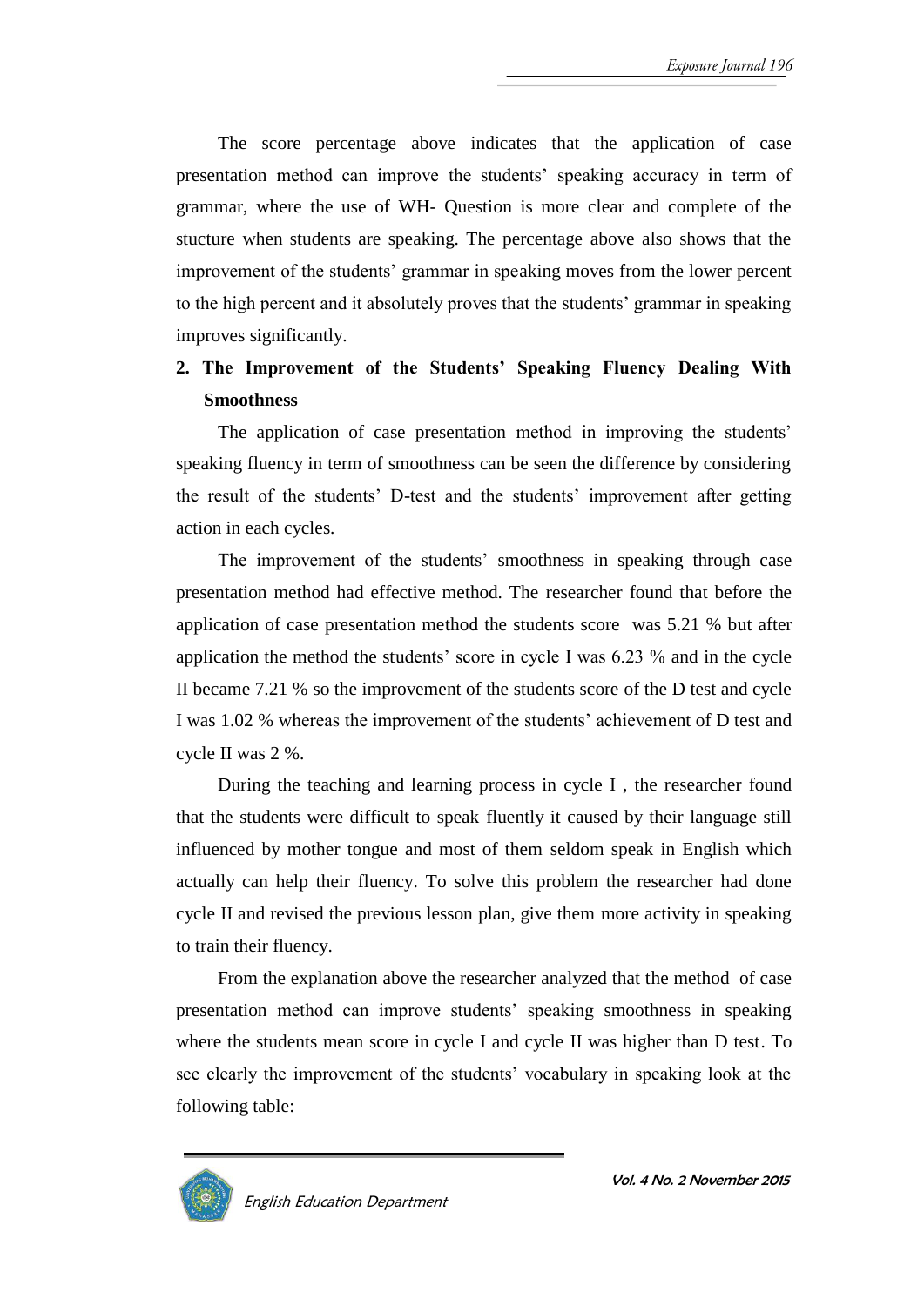The score percentage above indicates that the application of case presentation method can improve the students' speaking accuracy in term of grammar, where the use of WH- Question is more clear and complete of the stucture when students are speaking. The percentage above also shows that the improvement of the students' grammar in speaking moves from the lower percent to the high percent and it absolutely proves that the students' grammar in speaking improves significantly.

**2. The Improvement of the Students' Speaking Fluency Dealing With Smoothness**

The application of case presentation method in improving the students' speaking fluency in term of smoothness can be seen the difference by considering the result of the students' D-test and the students' improvement after getting action in each cycles.

The improvement of the students' smoothness in speaking through case presentation method had effective method. The researcher found that before the application of case presentation method the students score was 5.21 % but after application the method the students' score in cycle I was 6.23 % and in the cycle II became 7.21 % so the improvement of the students score of the D test and cycle I was 1.02 % whereas the improvement of the students' achievement of D test and cycle II was 2 %.

During the teaching and learning process in cycle I , the researcher found that the students were difficult to speak fluently it caused by their language still influenced by mother tongue and most of them seldom speak in English which actually can help their fluency. To solve this problem the researcher had done cycle II and revised the previous lesson plan, give them more activity in speaking to train their fluency.

From the explanation above the researcher analyzed that the method of case presentation method can improve students' speaking smoothness in speaking where the students mean score in cycle I and cycle II was higher than D test. To see clearly the improvement of the students' vocabulary in speaking look at the following table: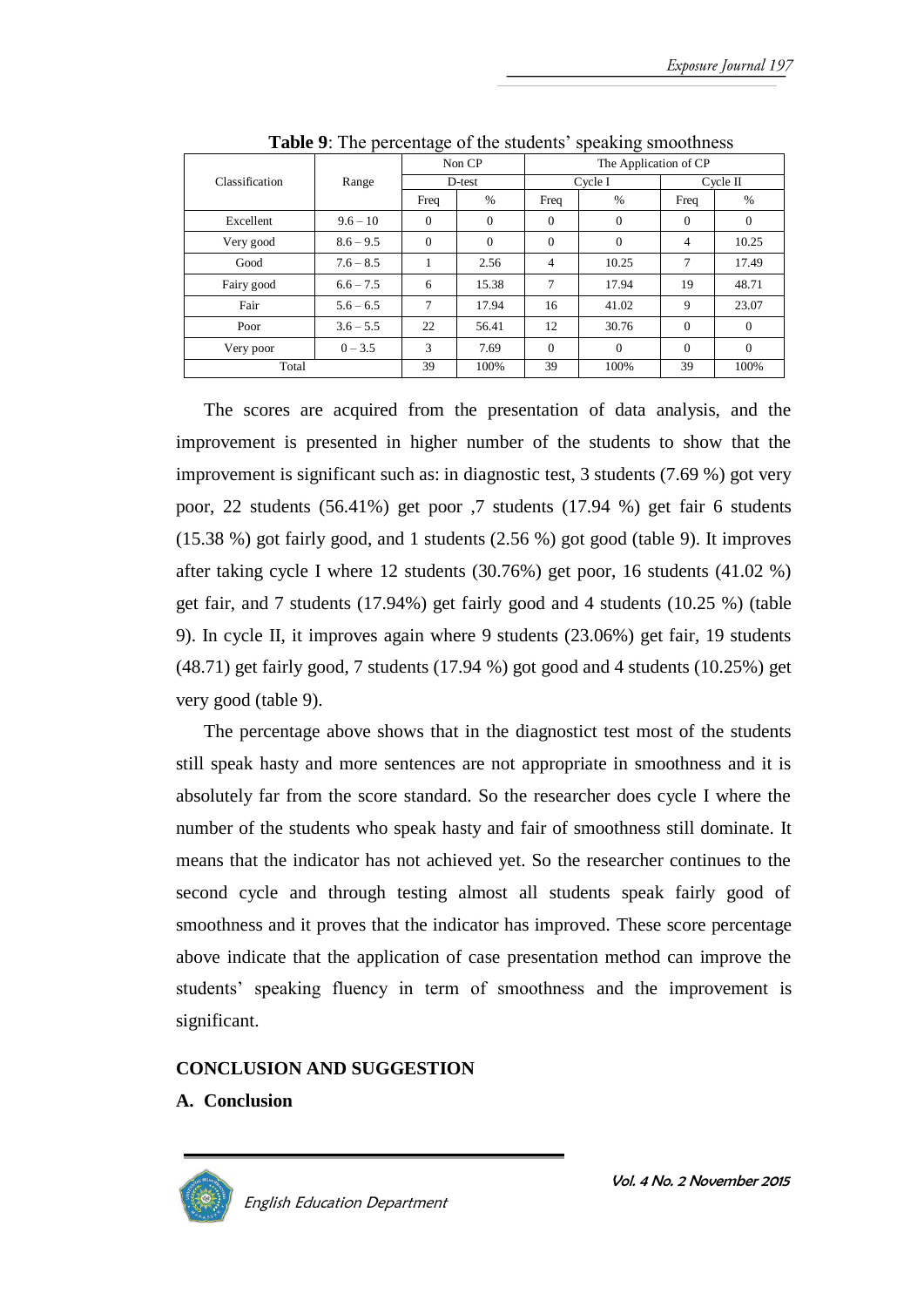**Table 9**: The percentage of the students' speaking smoothness

| Classification | Range | Non CP | | The Application of CP | | | |
|---|---|---|---|---|---|---|---|
| | | D-test | | Cycle I | | Cycle II | |
| | | Freq | % | Freq | % | Freq | % |
| Excellent | 9.6 – 10 | 0 | 0 | 0 | 0 | 0 | 0 |
| Very good | 8.6 – 9.5 | 0 | 0 | 0 | 0 | 4 | 10.25 |
| Good | 7.6 – 8.5 | 1 | 2.56 | 4 | 10.25 | 7 | 17.49 |
| Fairy good | 6.6 – 7.5 | 6 | 15.38 | 7 | 17.94 | 19 | 48.71 |
| Fair | 5.6 – 6.5 | 7 | 17.94 | 16 | 41.02 | 9 | 23.07 |
| Poor | 3.6 – 5.5 | 22 | 56.41 | 12 | 30.76 | 0 | 0 |
| Very poor | 0 – 3.5 | 3 | 7.69 | 0 | 0 | 0 | 0 |
| Total | | 39 | 100% | 39 | 100% | 39 | 100% |

The scores are acquired from the presentation of data analysis, and the improvement is presented in higher number of the students to show that the improvement is significant such as: in diagnostic test, 3 students (7.69 %) got very poor, 22 students (56.41%) get poor ,7 students (17.94 %) get fair 6 students (15.38 %) got fairly good, and 1 students (2.56 %) got good (table 9). It improves after taking cycle I where 12 students (30.76%) get poor, 16 students (41.02 %) get fair, and 7 students (17.94%) get fairly good and 4 students (10.25 %) (table 9). In cycle II, it improves again where 9 students (23.06%) get fair, 19 students (48.71) get fairly good, 7 students (17.94 %) got good and 4 students (10.25%) get very good (table 9).

The percentage above shows that in the diagnostict test most of the students still speak hasty and more sentences are not appropriate in smoothness and it is absolutely far from the score standard. So the researcher does cycle I where the number of the students who speak hasty and fair of smoothness still dominate. It means that the indicator has not achieved yet. So the researcher continues to the second cycle and through testing almost all students speak fairly good of smoothness and it proves that the indicator has improved. These score percentage above indicate that the application of case presentation method can improve the students' speaking fluency in term of smoothness and the improvement is significant.

## CONCLUSION AND SUGGESTION

### A. Conclusion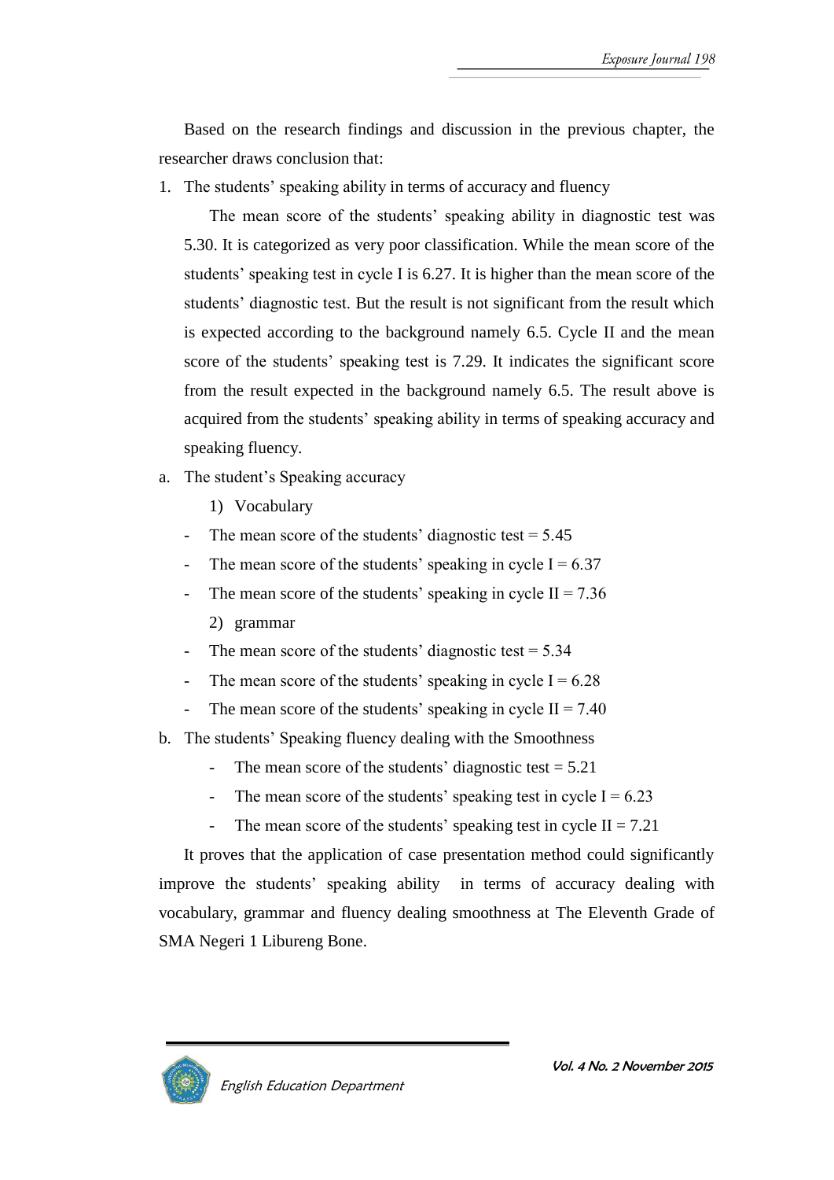Based on the research findings and discussion in the previous chapter, the researcher draws conclusion that:

1. The students' speaking ability in terms of accuracy and fluency

   The mean score of the students' speaking ability in diagnostic test was 5.30. It is categorized as very poor classification. While the mean score of the students' speaking test in cycle I is 6.27. It is higher than the mean score of the students' diagnostic test. But the result is not significant from the result which is expected according to the background namely 6.5. Cycle II and the mean score of the students' speaking test is 7.29. It indicates the significant score from the result expected in the background namely 6.5. The result above is acquired from the students' speaking ability in terms of speaking accuracy and speaking fluency.

a. The student's Speaking accuracy

   1) Vocabulary

   - The mean score of the students' diagnostic test = 5.45
   - The mean score of the students' speaking in cycle I = 6.37
   - The mean score of the students' speaking in cycle II = 7.36

   2) grammar

   - The mean score of the students' diagnostic test = 5.34
   - The mean score of the students' speaking in cycle I = 6.28
   - The mean score of the students' speaking in cycle II = 7.40

b. The students' Speaking fluency dealing with the Smoothness

   - The mean score of the students' diagnostic test = 5.21
   - The mean score of the students' speaking test in cycle I = 6.23
   - The mean score of the students' speaking test in cycle II = 7.21

It proves that the application of case presentation method could significantly improve the students' speaking ability in terms of accuracy dealing with vocabulary, grammar and fluency dealing smoothness at The Eleventh Grade of SMA Negeri 1 Libureng Bone.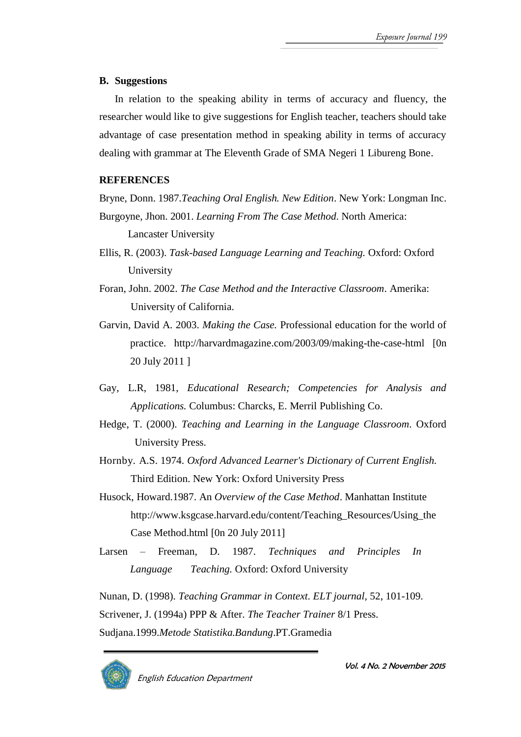### B. Suggestions

In relation to the speaking ability in terms of accuracy and fluency, the researcher would like to give suggestions for English teacher, teachers should take advantage of case presentation method in speaking ability in terms of accuracy dealing with grammar at The Eleventh Grade of SMA Negeri 1 Libureng Bone.

## REFERENCES

Bryne, Donn. 1987.*Teaching Oral English. New Edition*. New York: Longman Inc.

Burgoyne, Jhon. 2001. *Learning From The Case Method.* North America: Lancaster University

Ellis, R. (2003). *Task-based Language Learning and Teaching.* Oxford: Oxford University

Foran, John. 2002. *The Case Method and the Interactive Classroom*. Amerika: University of California.

Garvin, David A. 2003. *Making the Case.* Professional education for the world of practice. http://harvardmagazine.com/2003/09/making-the-case-html [0n 20 July 2011 ]

Gay, L.R, 1981, *Educational Research; Competencies for Analysis and Applications.* Columbus: Charcks, E. Merril Publishing Co.

Hedge, T. (2000). *Teaching and Learning in the Language Classroom*. Oxford University Press.

Hornby. A.S. 1974. *Oxford Advanced Learner's Dictionary of Current English.* Third Edition. New York: Oxford University Press

Husock, Howard.1987. An *Overview of the Case Method*. Manhattan Institute http://www.ksgcase.harvard.edu/content/Teaching_Resources/Using_the Case Method.html [0n 20 July 2011]

Larsen – Freeman, D. 1987. *Techniques and Principles In Language Teaching.* Oxford: Oxford University

Nunan, D. (1998). *Teaching Grammar in Context. ELT journal,* 52, 101-109.

Scrivener, J. (1994a) PPP & After. *The Teacher Trainer* 8/1 Press.

Sudjana.1999.*Metode Statistika.Bandung*.PT.Gramedia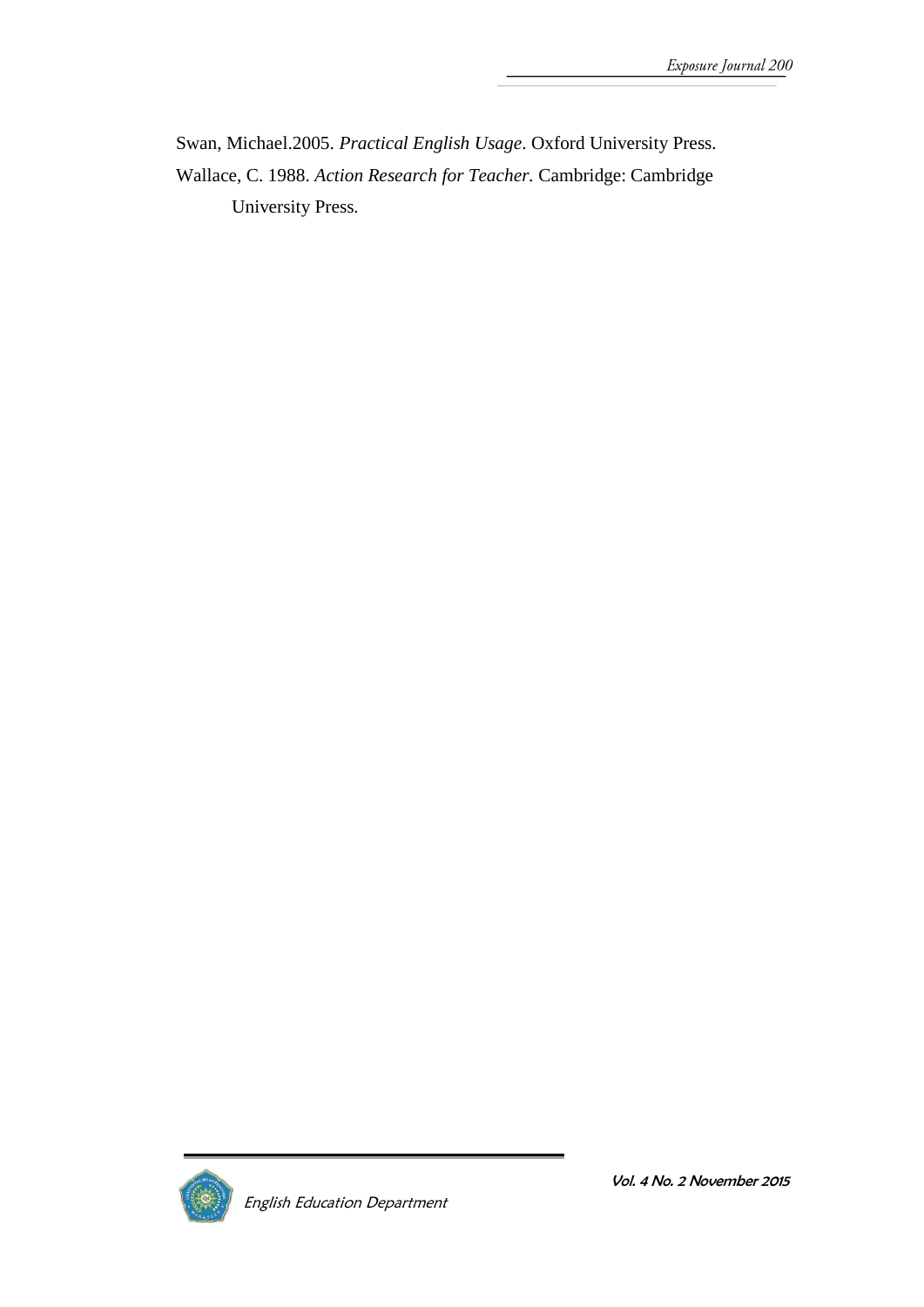Swan, Michael.2005. *Practical English Usage*. Oxford University Press.

Wallace, C. 1988. *Action Research for Teacher.* Cambridge: Cambridge University Press.